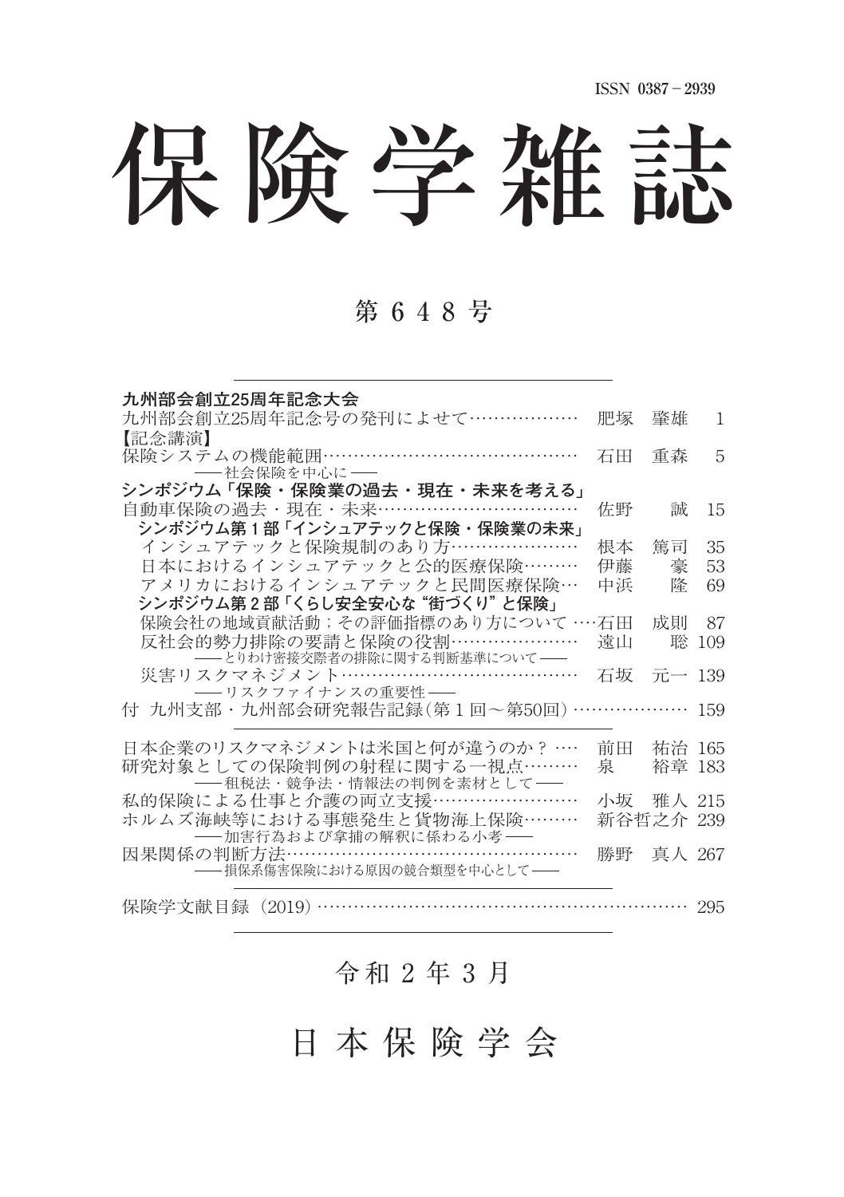ISSN 0387－2939

# 保険学雑誌

## 第 6 4 8 号

**九州部会創立25周年記念大会**

九州部会創立25周年記念号の発刊によせて……………… 肥塚　肇雄　1

【記念講演】

保険システムの機能範囲…………………………………… 石田　重森　5
――社会保険を中心に――

**シンポジウム「保険・保険業の過去・現在・未来を考える」**

自動車保険の過去・現在・未来…………………………… 佐野　誠　15

**シンポジウム第１部「インシュアテックと保険・保険業の未来」**

インシュアテックと保険規制のあり方………………… 根本　篤司　35
日本におけるインシュアテックと公的医療保険……… 伊藤　豪　53
アメリカにおけるインシュアテックと民間医療保険… 中浜　隆　69

**シンポジウム第２部「くらし安全安心な“街づくり”と保険」**

保険会社の地域貢献活動；その評価指標のあり方について …石田　成則　87
反社会的勢力排除の要請と保険の役割………………… 遠山　聡　109
――とりわけ密接交際者の排除に関する判断基準について――
災害リスクマネジメント………………………………… 石坂　元一　139
――リスクファイナンスの重要性――

付　九州支部・九州部会研究報告記録(第１回～第50回)……………… 159

日本企業のリスクマネジメントは米国と何が違うのか？ … 前田　祐治　165
研究対象としての保険判例の射程に関する一視点……… 泉　裕章　183
――租税法・競争法・情報法の判例を素材として――
私的保険による仕事と介護の両立支援…………………… 小坂　雅人　215
ホルムズ海峡等における事態発生と貨物海上保険……… 新谷哲之介　239
――加害行為および拿捕の解釈に係わる小考――
因果関係の判断方法………………………………………… 勝野　真人　267
――損保系傷害保険における原因の競合類型を中心として――

保険学文献目録（2019）……………………………………………………… 295

令和２年３月

日本保険学会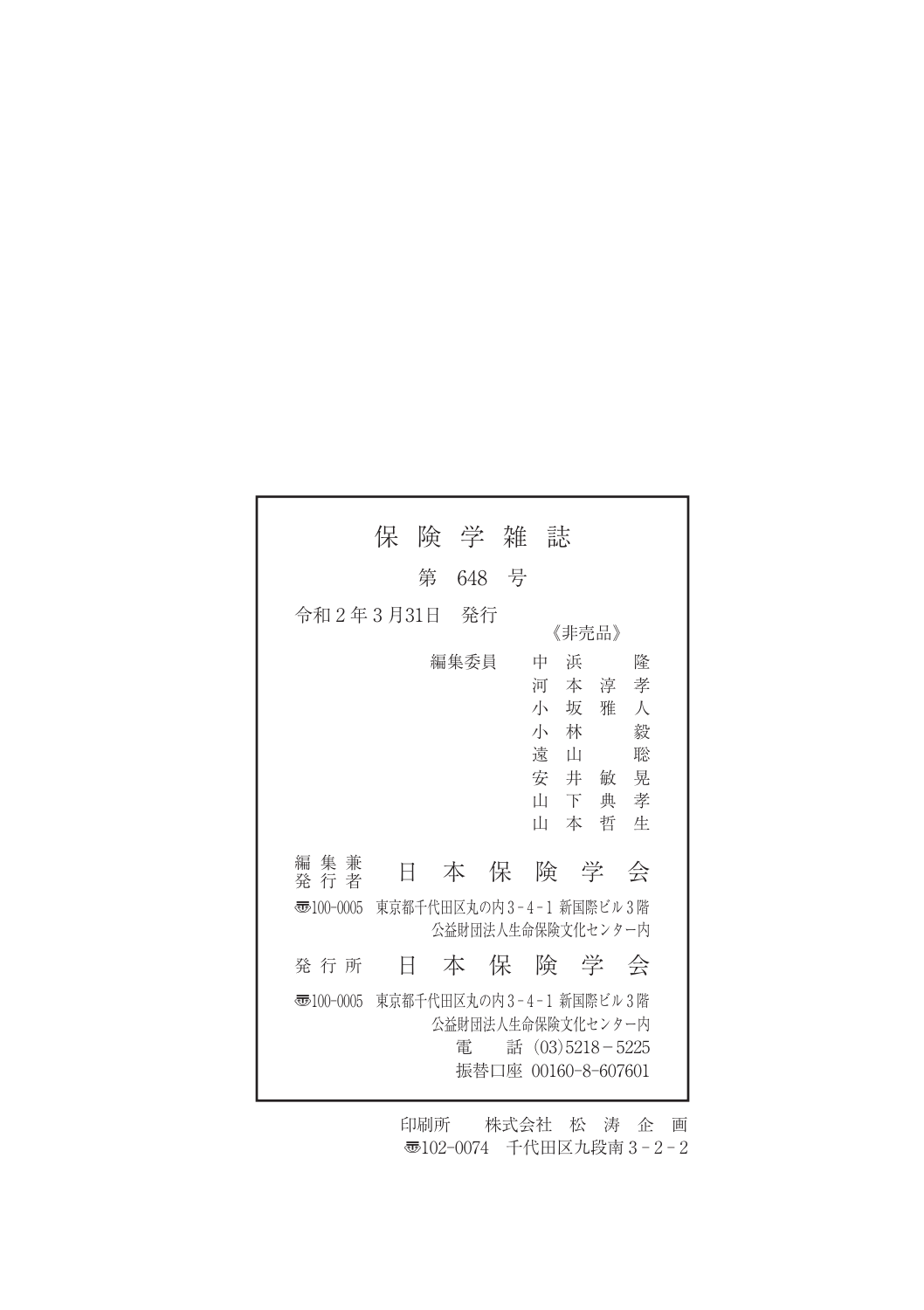# 保険学雑誌

第 648 号

令和２年３月31日　発行

《非売品》

編集委員

中浜　　隆
河本淳孝
小坂雅人
小林　　毅
遠山　　聡
安井敏晃
山下典孝
山本哲生

編集兼発行者　日本保険学会

〒100-0005　東京都千代田区丸の内３-４-１ 新国際ビル３階
公益財団法人生命保険文化センター内

発行所　日本保険学会

〒100-0005　東京都千代田区丸の内３-４-１ 新国際ビル３階
公益財団法人生命保険文化センター内
電　話 (03)5218－5225
振替口座 00160-8-607601

印刷所　株式会社 松 涛 企 画
〒102-0074　千代田区九段南３－２－２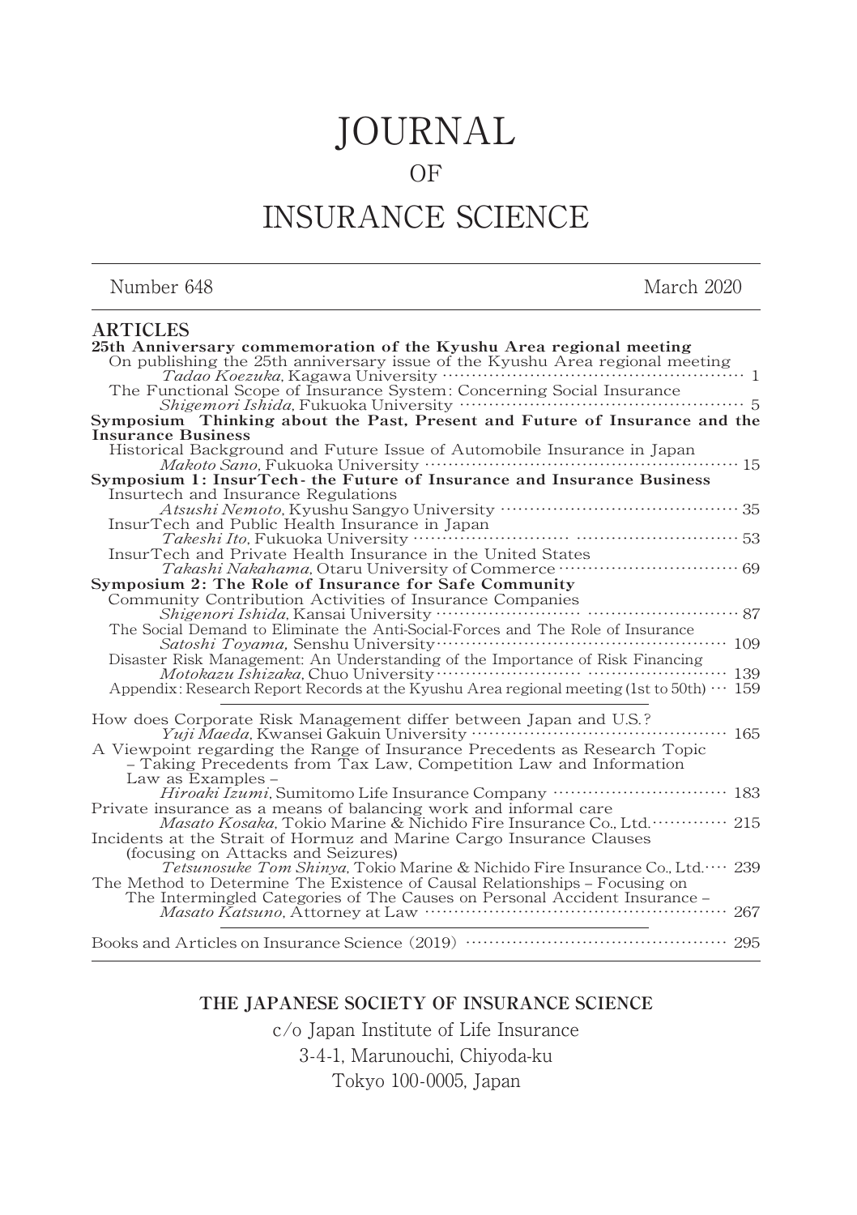# JOURNAL
## OF
# INSURANCE SCIENCE

Number 648 March 2020

## ARTICLES

**25th Anniversary commemoration of the Kyushu Area regional meeting**

On publishing the 25th anniversary issue of the Kyushu Area regional meeting
*Tadao Koezuka*, Kagawa University ········· 1

The Functional Scope of Insurance System: Concerning Social Insurance
*Shigemori Ishida*, Fukuoka University ········· 5

**Symposium Thinking about the Past, Present and Future of Insurance and the Insurance Business**

Historical Background and Future Issue of Automobile Insurance in Japan
*Makoto Sano*, Fukuoka University ········· 15

**Symposium 1: InsurTech- the Future of Insurance and Insurance Business**

Insurtech and Insurance Regulations
*Atsushi Nemoto*, Kyushu Sangyo University ········· 35

InsurTech and Public Health Insurance in Japan
*Takeshi Ito*, Fukuoka University ········· 53

InsurTech and Private Health Insurance in the United States
*Takashi Nakahama*, Otaru University of Commerce ········· 69

**Symposium 2: The Role of Insurance for Safe Community**

Community Contribution Activities of Insurance Companies
*Shigenori Ishida*, Kansai University ········· 87

The Social Demand to Eliminate the Anti-Social-Forces and The Role of Insurance
*Satoshi Toyama,* Senshu University ········· 109

Disaster Risk Management: An Understanding of the Importance of Risk Financing
*Motokazu Ishizaka*, Chuo University ········· 139

Appendix: Research Report Records at the Kyushu Area regional meeting (1st to 50th) ··· 159

---

How does Corporate Risk Management differ between Japan and U.S.?
*Yuji Maeda*, Kwansei Gakuin University ········· 165

A Viewpoint regarding the Range of Insurance Precedents as Research Topic – Taking Precedents from Tax Law, Competition Law and Information Law as Examples –
*Hiroaki Izumi*, Sumitomo Life Insurance Company ········· 183

Private insurance as a means of balancing work and informal care
*Masato Kosaka*, Tokio Marine & Nichido Fire Insurance Co., Ltd. ········· 215

Incidents at the Strait of Hormuz and Marine Cargo Insurance Clauses (focusing on Attacks and Seizures)
*Tetsunosuke Tom Shinya*, Tokio Marine & Nichido Fire Insurance Co., Ltd. ···· 239

The Method to Determine The Existence of Causal Relationships – Focusing on The Intermingled Categories of The Causes on Personal Accident Insurance –
*Masato Katsuno*, Attorney at Law ········· 267

---

Books and Articles on Insurance Science (2019) ········· 295

**THE JAPANESE SOCIETY OF INSURANCE SCIENCE**

c/o Japan Institute of Life Insurance
3-4-1, Marunouchi, Chiyoda-ku
Tokyo 100-0005, Japan